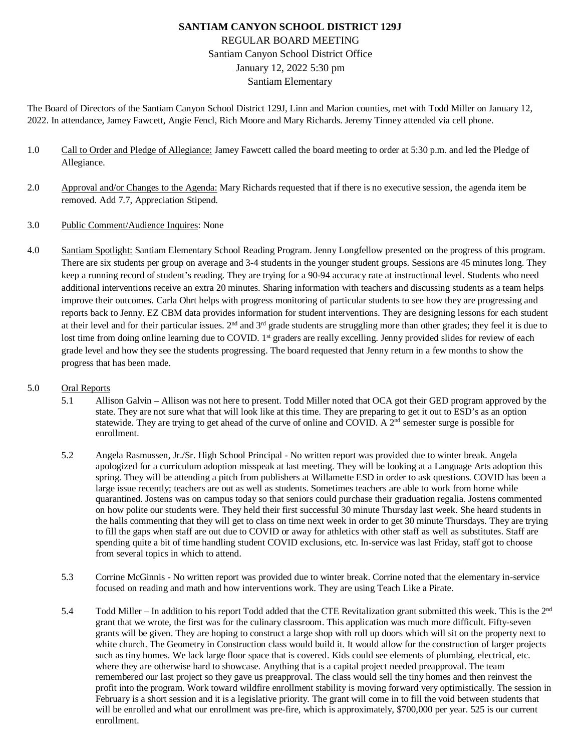# SANTIAM CANYON SCHOOL DISTRICT 129J

REGULAR BOARD MEETING
Santiam Canyon School District Office
January 12, 2022 5:30 pm
Santiam Elementary

The Board of Directors of the Santiam Canyon School District 129J, Linn and Marion counties, met with Todd Miller on January 12, 2022. In attendance, Jamey Fawcett, Angie Fencl, Rich Moore and Mary Richards. Jeremy Tinney attended via cell phone.

1.0 Call to Order and Pledge of Allegiance: Jamey Fawcett called the board meeting to order at 5:30 p.m. and led the Pledge of Allegiance.

2.0 Approval and/or Changes to the Agenda: Mary Richards requested that if there is no executive session, the agenda item be removed. Add 7.7, Appreciation Stipend.

3.0 Public Comment/Audience Inquires: None

4.0 Santiam Spotlight: Santiam Elementary School Reading Program. Jenny Longfellow presented on the progress of this program. There are six students per group on average and 3-4 students in the younger student groups. Sessions are 45 minutes long. They keep a running record of student's reading. They are trying for a 90-94 accuracy rate at instructional level. Students who need additional interventions receive an extra 20 minutes. Sharing information with teachers and discussing students as a team helps improve their outcomes. Carla Ohrt helps with progress monitoring of particular students to see how they are progressing and reports back to Jenny. EZ CBM data provides information for student interventions. They are designing lessons for each student at their level and for their particular issues. 2nd and 3rd grade students are struggling more than other grades; they feel it is due to lost time from doing online learning due to COVID. 1st graders are really excelling. Jenny provided slides for review of each grade level and how they see the students progressing. The board requested that Jenny return in a few months to show the progress that has been made.

5.0 Oral Reports

5.1 Allison Galvin – Allison was not here to present. Todd Miller noted that OCA got their GED program approved by the state. They are not sure what that will look like at this time. They are preparing to get it out to ESD's as an option statewide. They are trying to get ahead of the curve of online and COVID. A 2nd semester surge is possible for enrollment.

5.2 Angela Rasmussen, Jr./Sr. High School Principal - No written report was provided due to winter break. Angela apologized for a curriculum adoption misspeak at last meeting. They will be looking at a Language Arts adoption this spring. They will be attending a pitch from publishers at Willamette ESD in order to ask questions. COVID has been a large issue recently; teachers are out as well as students. Sometimes teachers are able to work from home while quarantined. Jostens was on campus today so that seniors could purchase their graduation regalia. Jostens commented on how polite our students were. They held their first successful 30 minute Thursday last week. She heard students in the halls commenting that they will get to class on time next week in order to get 30 minute Thursdays. They are trying to fill the gaps when staff are out due to COVID or away for athletics with other staff as well as substitutes. Staff are spending quite a bit of time handling student COVID exclusions, etc. In-service was last Friday, staff got to choose from several topics in which to attend.

5.3 Corrine McGinnis - No written report was provided due to winter break. Corrine noted that the elementary in-service focused on reading and math and how interventions work. They are using Teach Like a Pirate.

5.4 Todd Miller – In addition to his report Todd added that the CTE Revitalization grant submitted this week. This is the 2nd grant that we wrote, the first was for the culinary classroom. This application was much more difficult. Fifty-seven grants will be given. They are hoping to construct a large shop with roll up doors which will sit on the property next to white church. The Geometry in Construction class would build it. It would allow for the construction of larger projects such as tiny homes. We lack large floor space that is covered. Kids could see elements of plumbing, electrical, etc. where they are otherwise hard to showcase. Anything that is a capital project needed preapproval. The team remembered our last project so they gave us preapproval. The class would sell the tiny homes and then reinvest the profit into the program. Work toward wildfire enrollment stability is moving forward very optimistically. The session in February is a short session and it is a legislative priority. The grant will come in to fill the void between students that will be enrolled and what our enrollment was pre-fire, which is approximately, $700,000 per year. 525 is our current enrollment.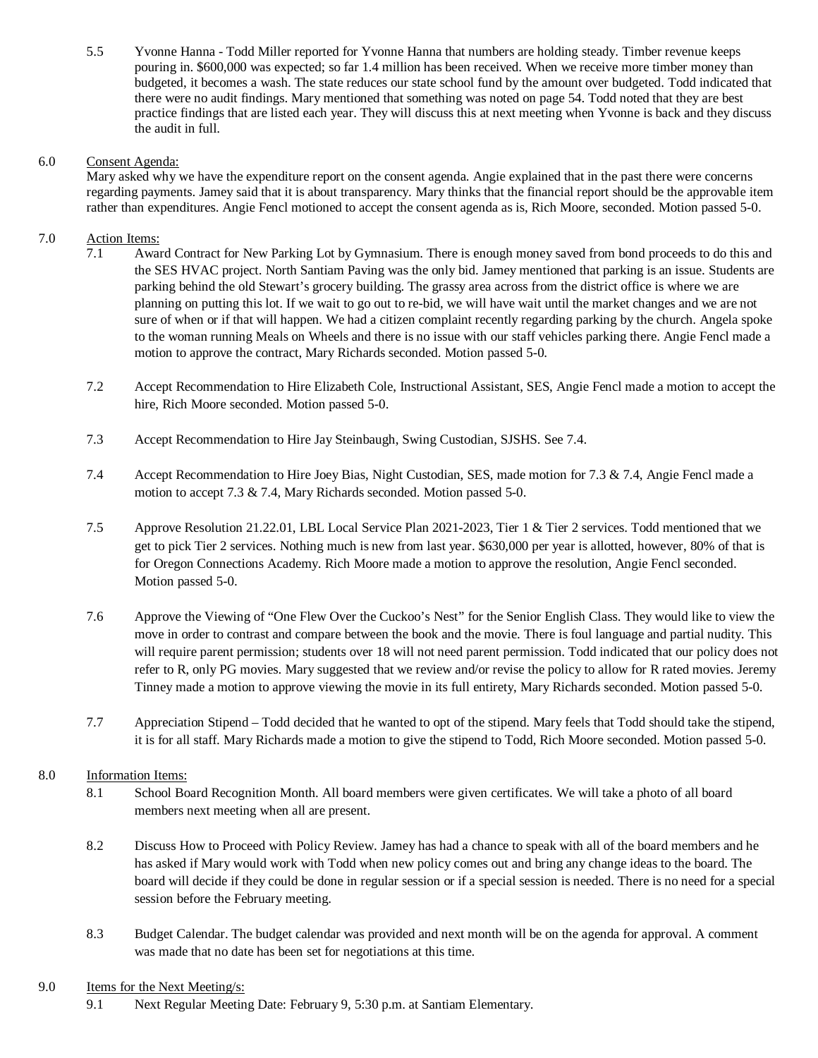5.5 Yvonne Hanna - Todd Miller reported for Yvonne Hanna that numbers are holding steady. Timber revenue keeps pouring in. $600,000 was expected; so far 1.4 million has been received. When we receive more timber money than budgeted, it becomes a wash. The state reduces our state school fund by the amount over budgeted. Todd indicated that there were no audit findings. Mary mentioned that something was noted on page 54. Todd noted that they are best practice findings that are listed each year. They will discuss this at next meeting when Yvonne is back and they discuss the audit in full.

6.0 Consent Agenda:

Mary asked why we have the expenditure report on the consent agenda. Angie explained that in the past there were concerns regarding payments. Jamey said that it is about transparency. Mary thinks that the financial report should be the approvable item rather than expenditures. Angie Fencl motioned to accept the consent agenda as is, Rich Moore, seconded. Motion passed 5-0.

7.0 Action Items:

7.1 Award Contract for New Parking Lot by Gymnasium. There is enough money saved from bond proceeds to do this and the SES HVAC project. North Santiam Paving was the only bid. Jamey mentioned that parking is an issue. Students are parking behind the old Stewart's grocery building. The grassy area across from the district office is where we are planning on putting this lot. If we wait to go out to re-bid, we will have wait until the market changes and we are not sure of when or if that will happen. We had a citizen complaint recently regarding parking by the church. Angela spoke to the woman running Meals on Wheels and there is no issue with our staff vehicles parking there. Angie Fencl made a motion to approve the contract, Mary Richards seconded. Motion passed 5-0.

7.2 Accept Recommendation to Hire Elizabeth Cole, Instructional Assistant, SES, Angie Fencl made a motion to accept the hire, Rich Moore seconded. Motion passed 5-0.

7.3 Accept Recommendation to Hire Jay Steinbaugh, Swing Custodian, SJSHS. See 7.4.

7.4 Accept Recommendation to Hire Joey Bias, Night Custodian, SES, made motion for 7.3 & 7.4, Angie Fencl made a motion to accept 7.3 & 7.4, Mary Richards seconded. Motion passed 5-0.

7.5 Approve Resolution 21.22.01, LBL Local Service Plan 2021-2023, Tier 1 & Tier 2 services. Todd mentioned that we get to pick Tier 2 services. Nothing much is new from last year. $630,000 per year is allotted, however, 80% of that is for Oregon Connections Academy. Rich Moore made a motion to approve the resolution, Angie Fencl seconded. Motion passed 5-0.

7.6 Approve the Viewing of "One Flew Over the Cuckoo's Nest" for the Senior English Class. They would like to view the move in order to contrast and compare between the book and the movie. There is foul language and partial nudity. This will require parent permission; students over 18 will not need parent permission. Todd indicated that our policy does not refer to R, only PG movies. Mary suggested that we review and/or revise the policy to allow for R rated movies. Jeremy Tinney made a motion to approve viewing the movie in its full entirety, Mary Richards seconded. Motion passed 5-0.

7.7 Appreciation Stipend – Todd decided that he wanted to opt of the stipend. Mary feels that Todd should take the stipend, it is for all staff. Mary Richards made a motion to give the stipend to Todd, Rich Moore seconded. Motion passed 5-0.

8.0 Information Items:

8.1 School Board Recognition Month. All board members were given certificates. We will take a photo of all board members next meeting when all are present.

8.2 Discuss How to Proceed with Policy Review. Jamey has had a chance to speak with all of the board members and he has asked if Mary would work with Todd when new policy comes out and bring any change ideas to the board. The board will decide if they could be done in regular session or if a special session is needed. There is no need for a special session before the February meeting.

8.3 Budget Calendar. The budget calendar was provided and next month will be on the agenda for approval. A comment was made that no date has been set for negotiations at this time.

9.0 Items for the Next Meeting/s:

9.1 Next Regular Meeting Date: February 9, 5:30 p.m. at Santiam Elementary.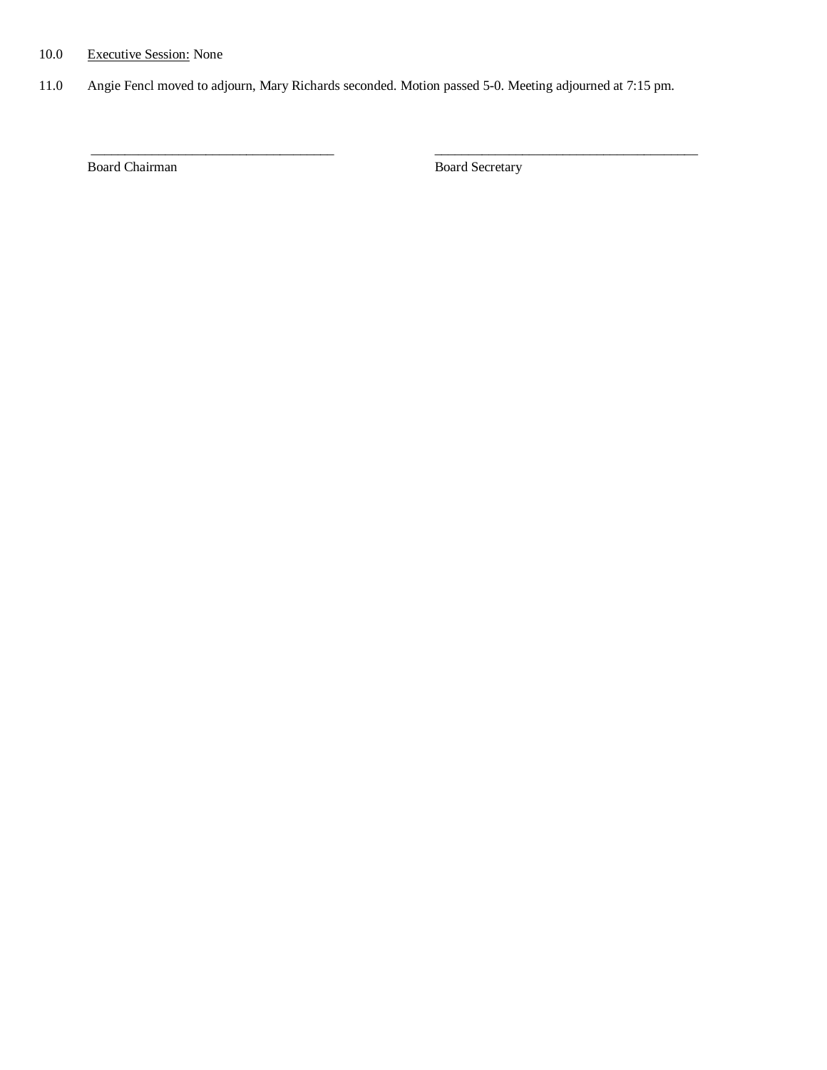10.0 <u>Executive Session:</u> None

11.0 Angie Fencl moved to adjourn, Mary Richards seconded. Motion passed 5-0. Meeting adjourned at 7:15 pm.

\_\_\_\_\_\_\_\_\_\_\_\_\_\_\_\_\_\_\_\_\_\_\_\_\_\_\_\_\_\_\_\_\_\_\_\_
Board Chairman

\_\_\_\_\_\_\_\_\_\_\_\_\_\_\_\_\_\_\_\_\_\_\_\_\_\_\_\_\_\_\_\_\_\_\_\_\_\_\_
Board Secretary